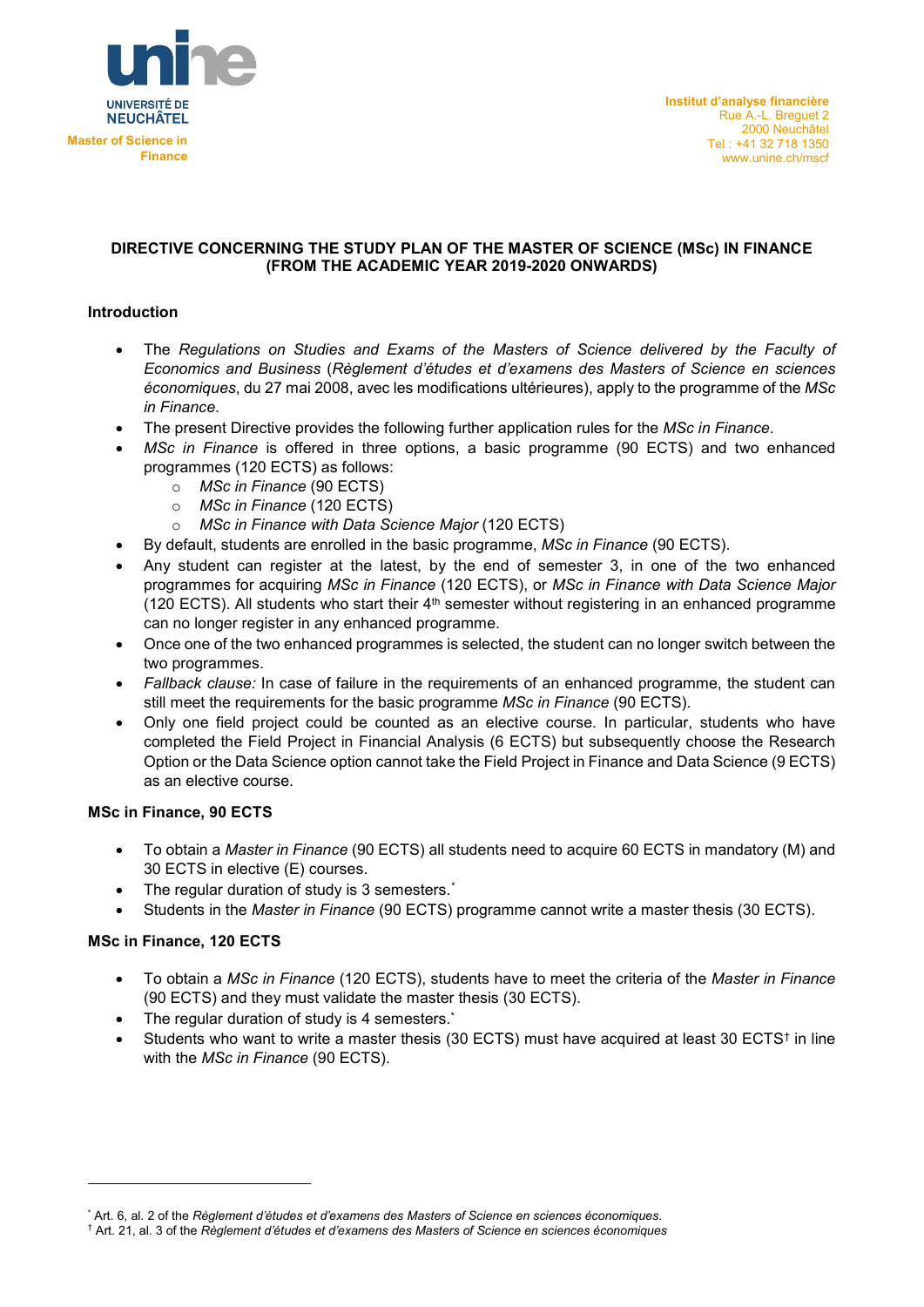UNIVERSITÉ DE NEUCHÂTEL

**Master of Science in Finance**

**Institut d'analyse financière**
Rue A.-L. Breguet 2
2000 Neuchâtel
Tel : +41 32 718 1350
www.unine.ch/mscf

**DIRECTIVE CONCERNING THE STUDY PLAN OF THE MASTER OF SCIENCE (MSc) IN FINANCE (FROM THE ACADEMIC YEAR 2019-2020 ONWARDS)**

## Introduction

- The *Regulations on Studies and Exams of the Masters of Science delivered by the Faculty of Economics and Business* (*Règlement d'études et d'examens des Masters of Science en sciences économiques*, du 27 mai 2008, avec les modifications ultérieures), apply to the programme of the *MSc in Finance*.
- The present Directive provides the following further application rules for the *MSc in Finance*.
- *MSc in Finance* is offered in three options, a basic programme (90 ECTS) and two enhanced programmes (120 ECTS) as follows:
  - *MSc in Finance* (90 ECTS)
  - *MSc in Finance* (120 ECTS)
  - *MSc in Finance with Data Science Major* (120 ECTS)
- By default, students are enrolled in the basic programme, *MSc in Finance* (90 ECTS).
- Any student can register at the latest, by the end of semester 3, in one of the two enhanced programmes for acquiring *MSc in Finance* (120 ECTS), or *MSc in Finance with Data Science Major* (120 ECTS). All students who start their 4th semester without registering in an enhanced programme can no longer register in any enhanced programme.
- Once one of the two enhanced programmes is selected, the student can no longer switch between the two programmes.
- *Fallback clause:* In case of failure in the requirements of an enhanced programme, the student can still meet the requirements for the basic programme *MSc in Finance* (90 ECTS).
- Only one field project could be counted as an elective course. In particular, students who have completed the Field Project in Financial Analysis (6 ECTS) but subsequently choose the Research Option or the Data Science option cannot take the Field Project in Finance and Data Science (9 ECTS) as an elective course.

## MSc in Finance, 90 ECTS

- To obtain a *Master in Finance* (90 ECTS) all students need to acquire 60 ECTS in mandatory (M) and 30 ECTS in elective (E) courses.
- The regular duration of study is 3 semesters.[*]
- Students in the *Master in Finance* (90 ECTS) programme cannot write a master thesis (30 ECTS).

## MSc in Finance, 120 ECTS

- To obtain a *MSc in Finance* (120 ECTS), students have to meet the criteria of the *Master in Finance* (90 ECTS) and they must validate the master thesis (30 ECTS).
- The regular duration of study is 4 semesters.[*]
- Students who want to write a master thesis (30 ECTS) must have acquired at least 30 ECTS[†] in line with the *MSc in Finance* (90 ECTS).

---

[*] Art. 6, al. 2 of the *Règlement d'études et d'examens des Masters of Science en sciences économiques*.

[†] Art. 21, al. 3 of the *Règlement d'études et d'examens des Masters of Science en sciences économiques*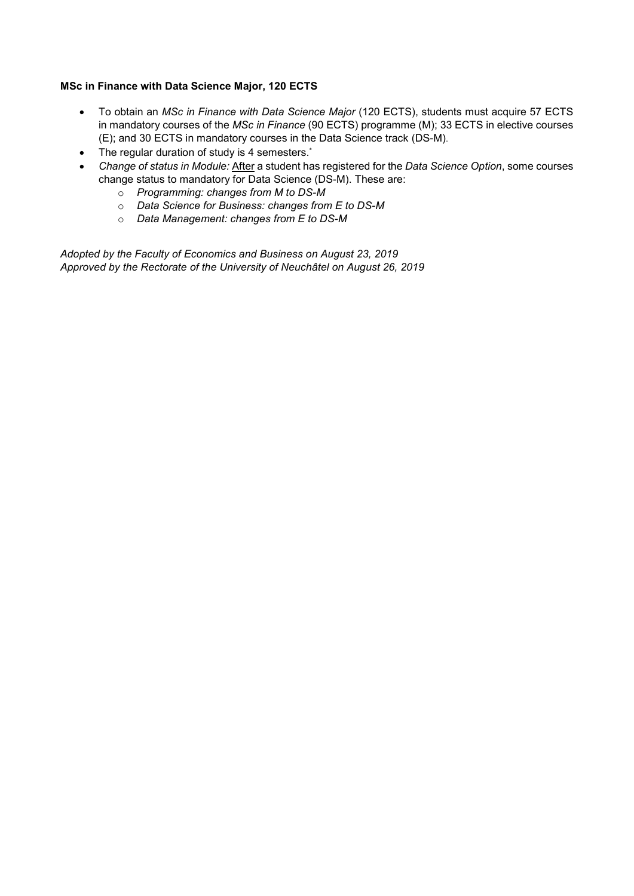**MSc in Finance with Data Science Major, 120 ECTS**

- To obtain an *MSc in Finance with Data Science Major* (120 ECTS), students must acquire 57 ECTS in mandatory courses of the *MSc in Finance* (90 ECTS) programme (M); 33 ECTS in elective courses (E); and 30 ECTS in mandatory courses in the Data Science track (DS-M).
- The regular duration of study is 4 semesters.*
- *Change of status in Module:* After a student has registered for the *Data Science Option*, some courses change status to mandatory for Data Science (DS-M). These are:
  - *Programming: changes from M to DS-M*
  - *Data Science for Business: changes from E to DS-M*
  - *Data Management: changes from E to DS-M*

*Adopted by the Faculty of Economics and Business on August 23, 2019*
*Approved by the Rectorate of the University of Neuchâtel on August 26, 2019*